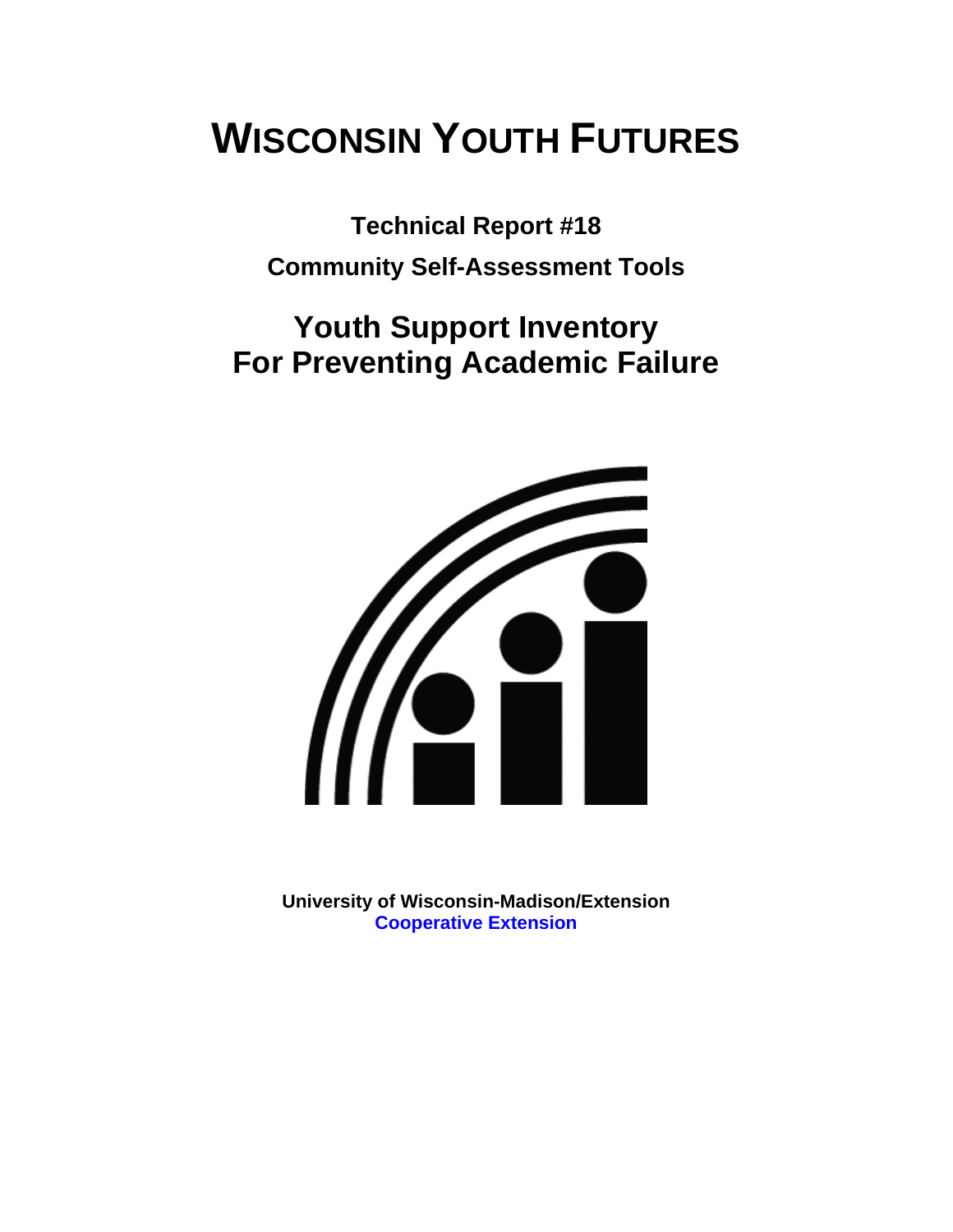# WISCONSIN YOUTH FUTURES

**Technical Report #18**

**Community Self-Assessment Tools**

## Youth Support Inventory
## For Preventing Academic Failure

**University of Wisconsin-Madison/Extension**
**Cooperative Extension**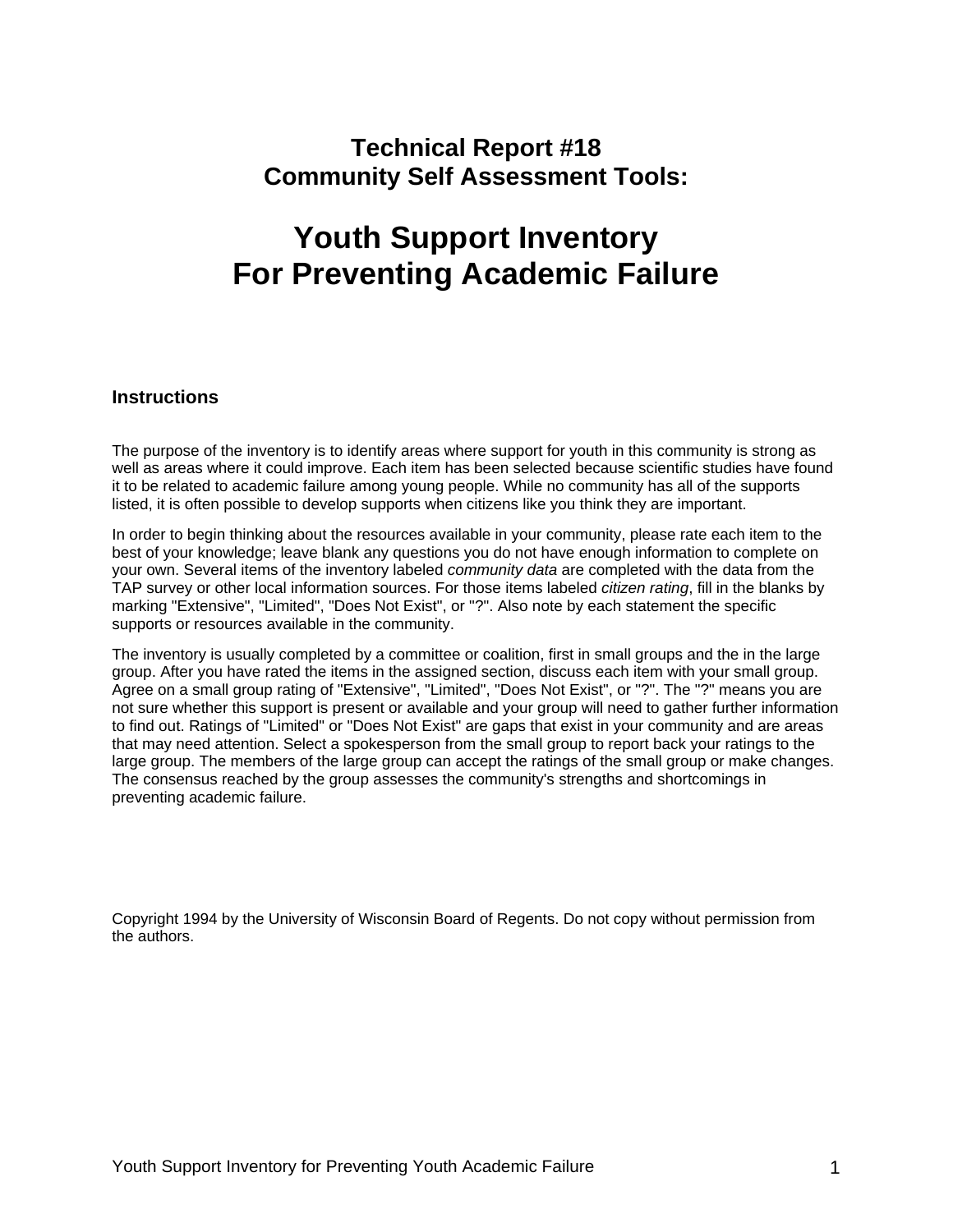# Technical Report #18
# Community Self Assessment Tools:

# Youth Support Inventory
# For Preventing Academic Failure

## Instructions

The purpose of the inventory is to identify areas where support for youth in this community is strong as well as areas where it could improve. Each item has been selected because scientific studies have found it to be related to academic failure among young people. While no community has all of the supports listed, it is often possible to develop supports when citizens like you think they are important.

In order to begin thinking about the resources available in your community, please rate each item to the best of your knowledge; leave blank any questions you do not have enough information to complete on your own. Several items of the inventory labeled *community data* are completed with the data from the TAP survey or other local information sources. For those items labeled *citizen rating*, fill in the blanks by marking "Extensive", "Limited", "Does Not Exist", or "?". Also note by each statement the specific supports or resources available in the community.

The inventory is usually completed by a committee or coalition, first in small groups and the in the large group. After you have rated the items in the assigned section, discuss each item with your small group. Agree on a small group rating of "Extensive", "Limited", "Does Not Exist", or "?". The "?" means you are not sure whether this support is present or available and your group will need to gather further information to find out. Ratings of "Limited" or "Does Not Exist" are gaps that exist in your community and are areas that may need attention. Select a spokesperson from the small group to report back your ratings to the large group. The members of the large group can accept the ratings of the small group or make changes. The consensus reached by the group assesses the community's strengths and shortcomings in preventing academic failure.

Copyright 1994 by the University of Wisconsin Board of Regents. Do not copy without permission from the authors.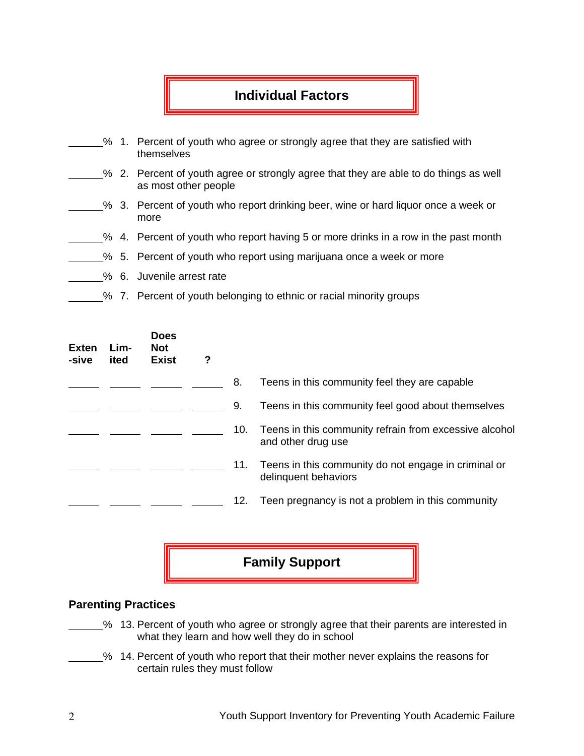## Individual Factors

______% 1. Percent of youth who agree or strongly agree that they are satisfied with themselves

______% 2. Percent of youth agree or strongly agree that they are able to do things as well as most other people

______% 3. Percent of youth who report drinking beer, wine or hard liquor once a week or more

______% 4. Percent of youth who report having 5 or more drinks in a row in the past month

______% 5. Percent of youth who report using marijuana once a week or more

______% 6. Juvenile arrest rate

______% 7. Percent of youth belonging to ethnic or racial minority groups

| Exten-sive | Lim-ited | Does Not Exist | ? | | |
|---|---|---|---|---|---|
| ______ | ______ | ______ | ______ | 8. | Teens in this community feel they are capable |
| ______ | ______ | ______ | ______ | 9. | Teens in this community feel good about themselves |
| ______ | ______ | ______ | ______ | 10. | Teens in this community refrain from excessive alcohol and other drug use |
| ______ | ______ | ______ | ______ | 11. | Teens in this community do not engage in criminal or delinquent behaviors |
| ______ | ______ | ______ | ______ | 12. | Teen pregnancy is not a problem in this community |

## Family Support

### Parenting Practices

______% 13. Percent of youth who agree or strongly agree that their parents are interested in what they learn and how well they do in school

______% 14. Percent of youth who report that their mother never explains the reasons for certain rules they must follow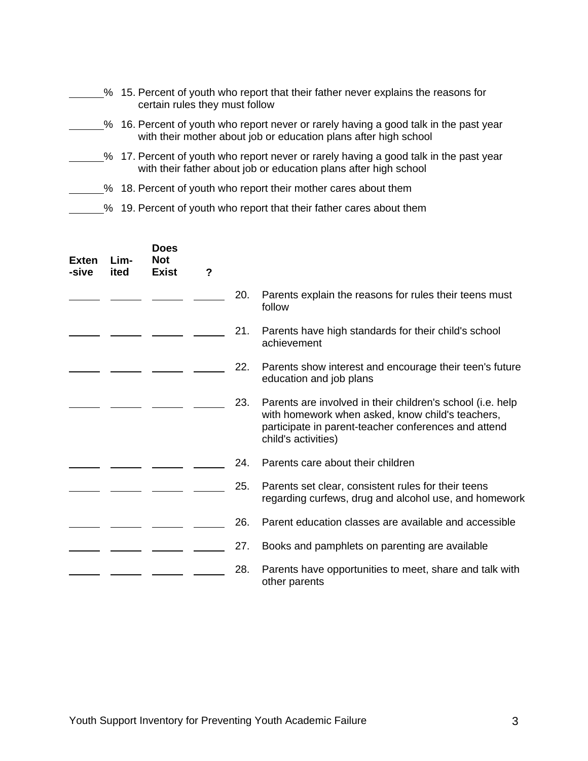______% 15. Percent of youth who report that their father never explains the reasons for certain rules they must follow

______% 16. Percent of youth who report never or rarely having a good talk in the past year with their mother about job or education plans after high school

______% 17. Percent of youth who report never or rarely having a good talk in the past year with their father about job or education plans after high school

______% 18. Percent of youth who report their mother cares about them

______% 19. Percent of youth who report that their father cares about them

| Exten-sive | Lim-ited | Does Not Exist | ? | | |
|---|---|---|---|---|---|
| ______ | ______ | ______ | ______ | 20. | Parents explain the reasons for rules their teens must follow |
| ______ | ______ | ______ | ______ | 21. | Parents have high standards for their child's school achievement |
| ______ | ______ | ______ | ______ | 22. | Parents show interest and encourage their teen's future education and job plans |
| ______ | ______ | ______ | ______ | 23. | Parents are involved in their children's school (i.e. help with homework when asked, know child's teachers, participate in parent-teacher conferences and attend child's activities) |
| ______ | ______ | ______ | ______ | 24. | Parents care about their children |
| ______ | ______ | ______ | ______ | 25. | Parents set clear, consistent rules for their teens regarding curfews, drug and alcohol use, and homework |
| ______ | ______ | ______ | ______ | 26. | Parent education classes are available and accessible |
| ______ | ______ | ______ | ______ | 27. | Books and pamphlets on parenting are available |
| ______ | ______ | ______ | ______ | 28. | Parents have opportunities to meet, share and talk with other parents |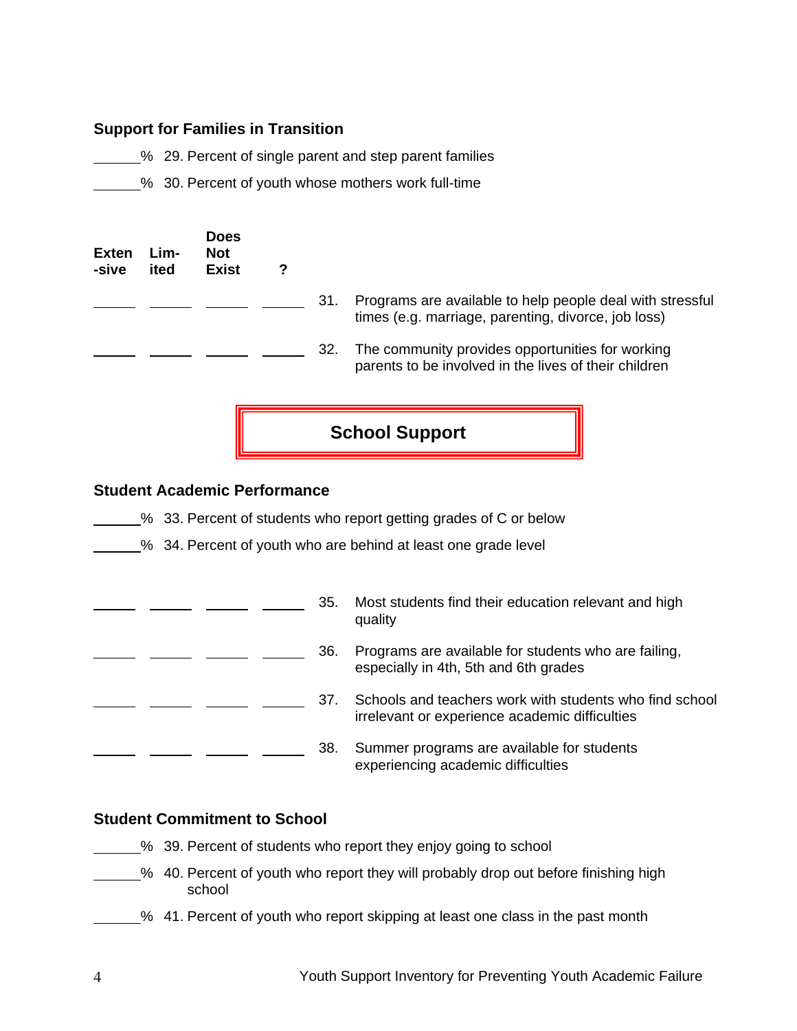### Support for Families in Transition

\_\_\_\_\_\_% 29. Percent of single parent and step parent families

\_\_\_\_\_\_% 30. Percent of youth whose mothers work full-time

| Extensive | Limited | Does Not Exist | ? | | |
|---|---|---|---|---|---|
| \_\_\_\_\_\_ | \_\_\_\_\_\_ | \_\_\_\_\_\_ | \_\_\_\_\_\_ | 31. | Programs are available to help people deal with stressful times (e.g. marriage, parenting, divorce, job loss) |
| \_\_\_\_\_\_ | \_\_\_\_\_\_ | \_\_\_\_\_\_ | \_\_\_\_\_\_ | 32. | The community provides opportunities for working parents to be involved in the lives of their children |

## School Support

### Student Academic Performance

\_\_\_\_\_\_% 33. Percent of students who report getting grades of C or below

\_\_\_\_\_\_% 34. Percent of youth who are behind at least one grade level

| Extensive | Limited | Does Not Exist | ? | | |
|---|---|---|---|---|---|
| \_\_\_\_\_\_ | \_\_\_\_\_\_ | \_\_\_\_\_\_ | \_\_\_\_\_\_ | 35. | Most students find their education relevant and high quality |
| \_\_\_\_\_\_ | \_\_\_\_\_\_ | \_\_\_\_\_\_ | \_\_\_\_\_\_ | 36. | Programs are available for students who are failing, especially in 4th, 5th and 6th grades |
| \_\_\_\_\_\_ | \_\_\_\_\_\_ | \_\_\_\_\_\_ | \_\_\_\_\_\_ | 37. | Schools and teachers work with students who find school irrelevant or experience academic difficulties |
| \_\_\_\_\_\_ | \_\_\_\_\_\_ | \_\_\_\_\_\_ | \_\_\_\_\_\_ | 38. | Summer programs are available for students experiencing academic difficulties |

### Student Commitment to School

\_\_\_\_\_\_% 39. Percent of students who report they enjoy going to school

\_\_\_\_\_\_% 40. Percent of youth who report they will probably drop out before finishing high school

\_\_\_\_\_\_% 41. Percent of youth who report skipping at least one class in the past month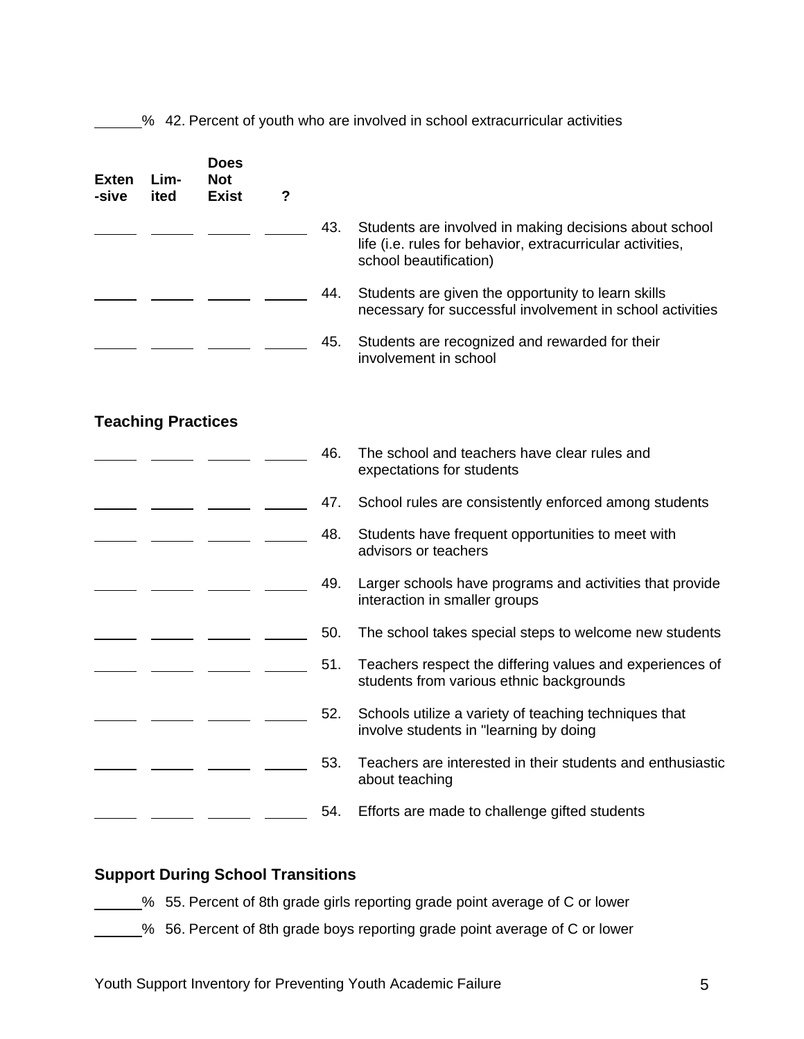_____% 42. Percent of youth who are involved in school extracurricular activities

| Exten -sive | Lim- ited | Does Not Exist | ? | | |
|---|---|---|---|---|---|
| _____ | _____ | _____ | _____ | 43. | Students are involved in making decisions about school life (i.e. rules for behavior, extracurricular activities, school beautification) |
| _____ | _____ | _____ | _____ | 44. | Students are given the opportunity to learn skills necessary for successful involvement in school activities |
| _____ | _____ | _____ | _____ | 45. | Students are recognized and rewarded for their involvement in school |

### Teaching Practices

| Exten -sive | Lim- ited | Does Not Exist | ? | | |
|---|---|---|---|---|---|
| _____ | _____ | _____ | _____ | 46. | The school and teachers have clear rules and expectations for students |
| _____ | _____ | _____ | _____ | 47. | School rules are consistently enforced among students |
| _____ | _____ | _____ | _____ | 48. | Students have frequent opportunities to meet with advisors or teachers |
| _____ | _____ | _____ | _____ | 49. | Larger schools have programs and activities that provide interaction in smaller groups |
| _____ | _____ | _____ | _____ | 50. | The school takes special steps to welcome new students |
| _____ | _____ | _____ | _____ | 51. | Teachers respect the differing values and experiences of students from various ethnic backgrounds |
| _____ | _____ | _____ | _____ | 52. | Schools utilize a variety of teaching techniques that involve students in "learning by doing |
| _____ | _____ | _____ | _____ | 53. | Teachers are interested in their students and enthusiastic about teaching |
| _____ | _____ | _____ | _____ | 54. | Efforts are made to challenge gifted students |

### Support During School Transitions

_____% 55. Percent of 8th grade girls reporting grade point average of C or lower

_____% 56. Percent of 8th grade boys reporting grade point average of C or lower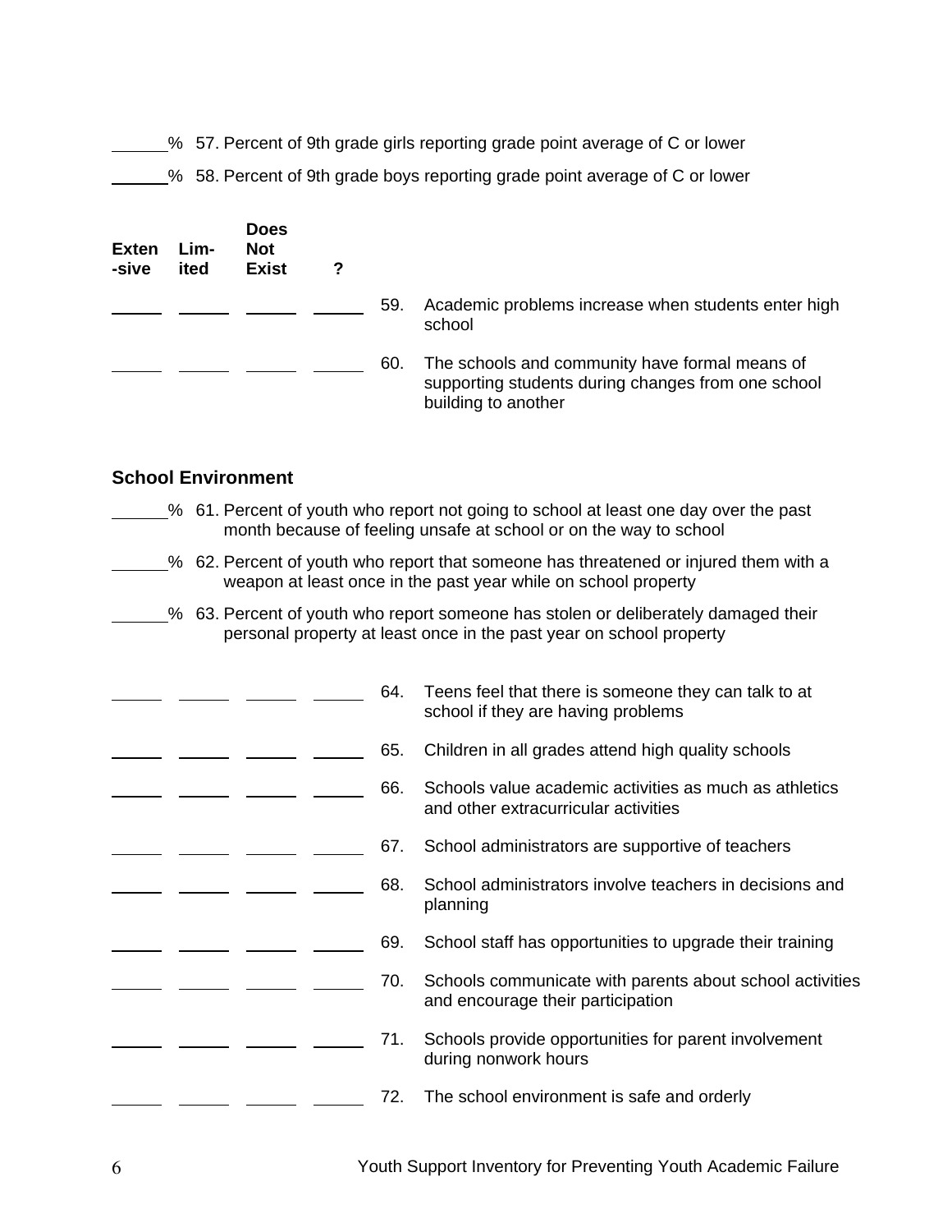______% 57. Percent of 9th grade girls reporting grade point average of C or lower

______% 58. Percent of 9th grade boys reporting grade point average of C or lower

| Exten-sive | Lim-ited | Does Not Exist | ? | | |
|---|---|---|---|---|---|
| ______ | ______ | ______ | ______ | 59. | Academic problems increase when students enter high school |
| ______ | ______ | ______ | ______ | 60. | The schools and community have formal means of supporting students during changes from one school building to another |

## School Environment

______% 61. Percent of youth who report not going to school at least one day over the past month because of feeling unsafe at school or on the way to school

______% 62. Percent of youth who report that someone has threatened or injured them with a weapon at least once in the past year while on school property

______% 63. Percent of youth who report someone has stolen or deliberately damaged their personal property at least once in the past year on school property

| Exten-sive | Lim-ited | Does Not Exist | ? | | |
|---|---|---|---|---|---|
| ______ | ______ | ______ | ______ | 64. | Teens feel that there is someone they can talk to at school if they are having problems |
| ______ | ______ | ______ | ______ | 65. | Children in all grades attend high quality schools |
| ______ | ______ | ______ | ______ | 66. | Schools value academic activities as much as athletics and other extracurricular activities |
| ______ | ______ | ______ | ______ | 67. | School administrators are supportive of teachers |
| ______ | ______ | ______ | ______ | 68. | School administrators involve teachers in decisions and planning |
| ______ | ______ | ______ | ______ | 69. | School staff has opportunities to upgrade their training |
| ______ | ______ | ______ | ______ | 70. | Schools communicate with parents about school activities and encourage their participation |
| ______ | ______ | ______ | ______ | 71. | Schools provide opportunities for parent involvement during nonwork hours |
| ______ | ______ | ______ | ______ | 72. | The school environment is safe and orderly |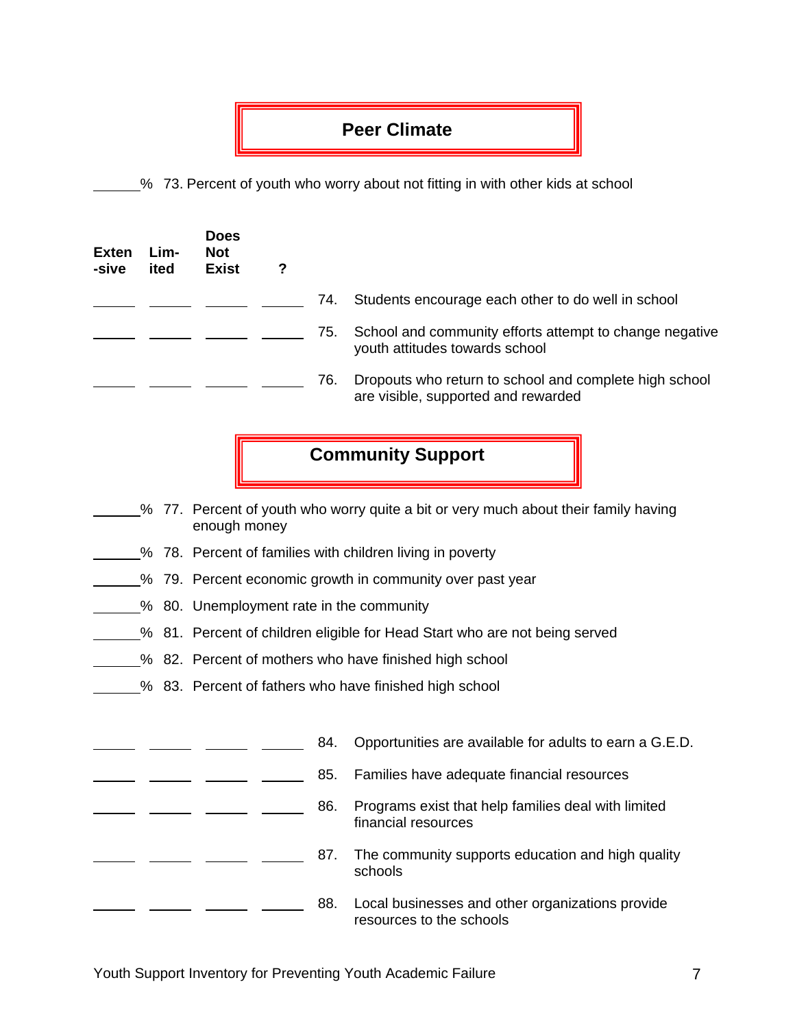## Peer Climate

\_\_\_\_\_\_% 73. Percent of youth who worry about not fitting in with other kids at school

| Exten-sive | Lim-ited | Does Not Exist | ? | | |
|---|---|---|---|---|---|
| \_\_\_\_\_\_ | \_\_\_\_\_\_ | \_\_\_\_\_\_ | \_\_\_\_\_\_ | 74. | Students encourage each other to do well in school |
| \_\_\_\_\_\_ | \_\_\_\_\_\_ | \_\_\_\_\_\_ | \_\_\_\_\_\_ | 75. | School and community efforts attempt to change negative youth attitudes towards school |
| \_\_\_\_\_\_ | \_\_\_\_\_\_ | \_\_\_\_\_\_ | \_\_\_\_\_\_ | 76. | Dropouts who return to school and complete high school are visible, supported and rewarded |

## Community Support

\_\_\_\_\_\_% 77. Percent of youth who worry quite a bit or very much about their family having enough money

\_\_\_\_\_\_% 78. Percent of families with children living in poverty

\_\_\_\_\_\_% 79. Percent economic growth in community over past year

\_\_\_\_\_\_% 80. Unemployment rate in the community

\_\_\_\_\_\_% 81. Percent of children eligible for Head Start who are not being served

\_\_\_\_\_\_% 82. Percent of mothers who have finished high school

\_\_\_\_\_\_% 83. Percent of fathers who have finished high school

| Exten-sive | Lim-ited | Does Not Exist | ? | | |
|---|---|---|---|---|---|
| \_\_\_\_\_\_ | \_\_\_\_\_\_ | \_\_\_\_\_\_ | \_\_\_\_\_\_ | 84. | Opportunities are available for adults to earn a G.E.D. |
| \_\_\_\_\_\_ | \_\_\_\_\_\_ | \_\_\_\_\_\_ | \_\_\_\_\_\_ | 85. | Families have adequate financial resources |
| \_\_\_\_\_\_ | \_\_\_\_\_\_ | \_\_\_\_\_\_ | \_\_\_\_\_\_ | 86. | Programs exist that help families deal with limited financial resources |
| \_\_\_\_\_\_ | \_\_\_\_\_\_ | \_\_\_\_\_\_ | \_\_\_\_\_\_ | 87. | The community supports education and high quality schools |
| \_\_\_\_\_\_ | \_\_\_\_\_\_ | \_\_\_\_\_\_ | \_\_\_\_\_\_ | 88. | Local businesses and other organizations provide resources to the schools |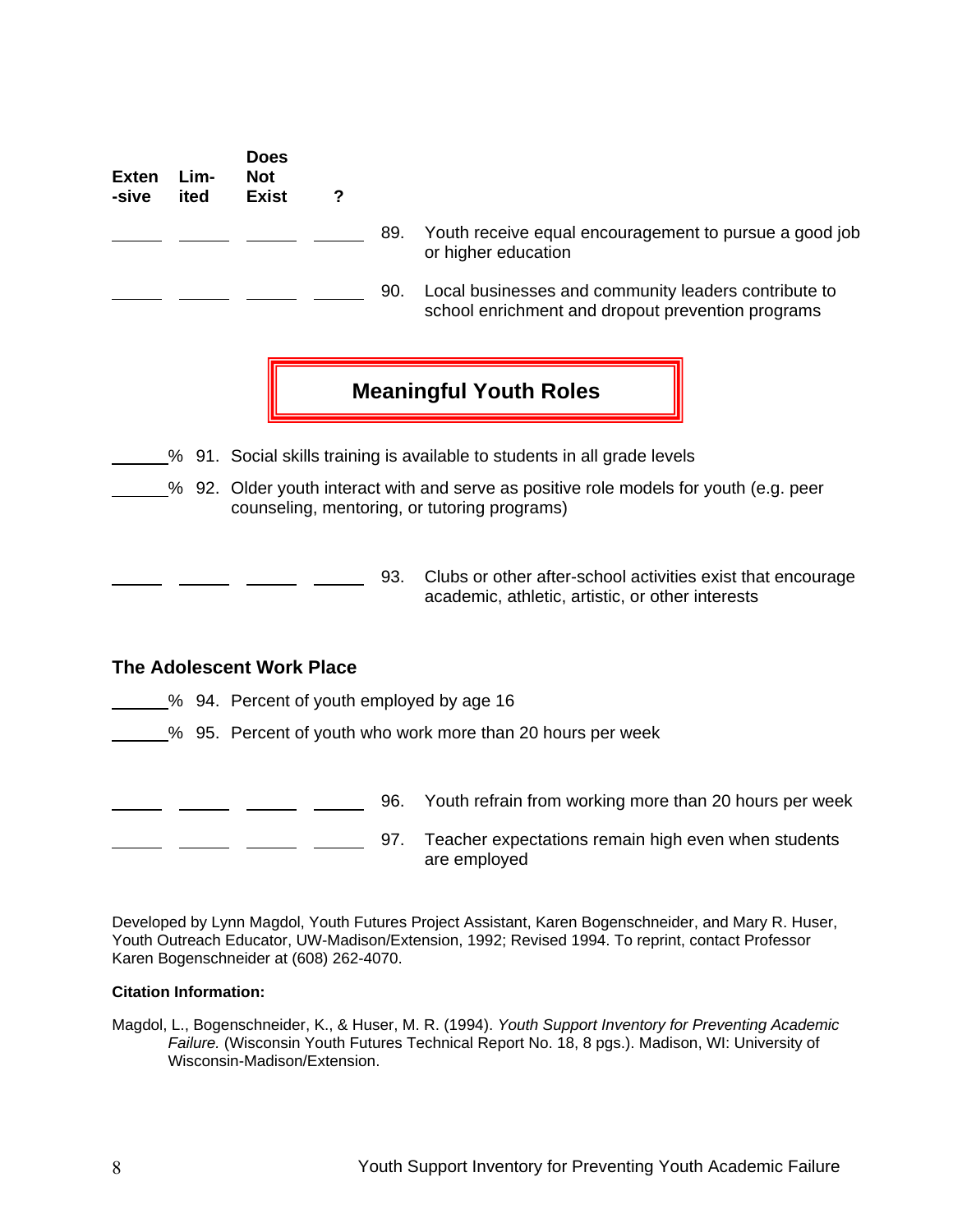| Extensive | Limited | Does Not Exist | ? | | |
|---|---|---|---|---|---|
| ______ | ______ | ______ | ______ | 89. | Youth receive equal encouragement to pursue a good job or higher education |
| ______ | ______ | ______ | ______ | 90. | Local businesses and community leaders contribute to school enrichment and dropout prevention programs |

## Meaningful Youth Roles

______% 91. Social skills training is available to students in all grade levels

______% 92. Older youth interact with and serve as positive role models for youth (e.g. peer counseling, mentoring, or tutoring programs)

| Extensive | Limited | Does Not Exist | ? | | |
|---|---|---|---|---|---|
| ______ | ______ | ______ | ______ | 93. | Clubs or other after-school activities exist that encourage academic, athletic, artistic, or other interests |

### The Adolescent Work Place

______% 94. Percent of youth employed by age 16

______% 95. Percent of youth who work more than 20 hours per week

| Extensive | Limited | Does Not Exist | ? | | |
|---|---|---|---|---|---|
| ______ | ______ | ______ | ______ | 96. | Youth refrain from working more than 20 hours per week |
| ______ | ______ | ______ | ______ | 97. | Teacher expectations remain high even when students are employed |

Developed by Lynn Magdol, Youth Futures Project Assistant, Karen Bogenschneider, and Mary R. Huser, Youth Outreach Educator, UW-Madison/Extension, 1992; Revised 1994. To reprint, contact Professor Karen Bogenschneider at (608) 262-4070.

**Citation Information:**

Magdol, L., Bogenschneider, K., & Huser, M. R. (1994). *Youth Support Inventory for Preventing Academic Failure.* (Wisconsin Youth Futures Technical Report No. 18, 8 pgs.). Madison, WI: University of Wisconsin-Madison/Extension.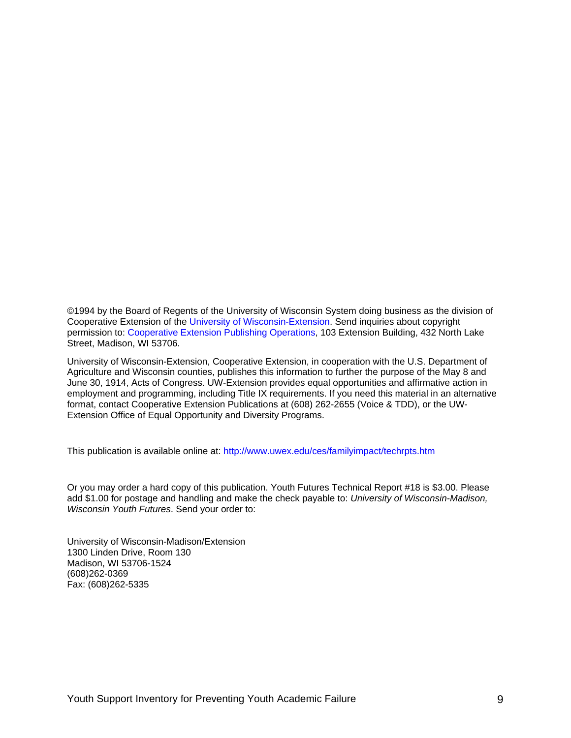©1994 by the Board of Regents of the University of Wisconsin System doing business as the division of Cooperative Extension of the University of Wisconsin-Extension. Send inquiries about copyright permission to: Cooperative Extension Publishing Operations, 103 Extension Building, 432 North Lake Street, Madison, WI 53706.

University of Wisconsin-Extension, Cooperative Extension, in cooperation with the U.S. Department of Agriculture and Wisconsin counties, publishes this information to further the purpose of the May 8 and June 30, 1914, Acts of Congress. UW-Extension provides equal opportunities and affirmative action in employment and programming, including Title IX requirements. If you need this material in an alternative format, contact Cooperative Extension Publications at (608) 262-2655 (Voice & TDD), or the UW-Extension Office of Equal Opportunity and Diversity Programs.

This publication is available online at: http://www.uwex.edu/ces/familyimpact/techrpts.htm

Or you may order a hard copy of this publication. Youth Futures Technical Report #18 is $3.00. Please add $1.00 for postage and handling and make the check payable to: *University of Wisconsin-Madison, Wisconsin Youth Futures*. Send your order to:

University of Wisconsin-Madison/Extension
1300 Linden Drive, Room 130
Madison, WI 53706-1524
(608)262-0369
Fax: (608)262-5335